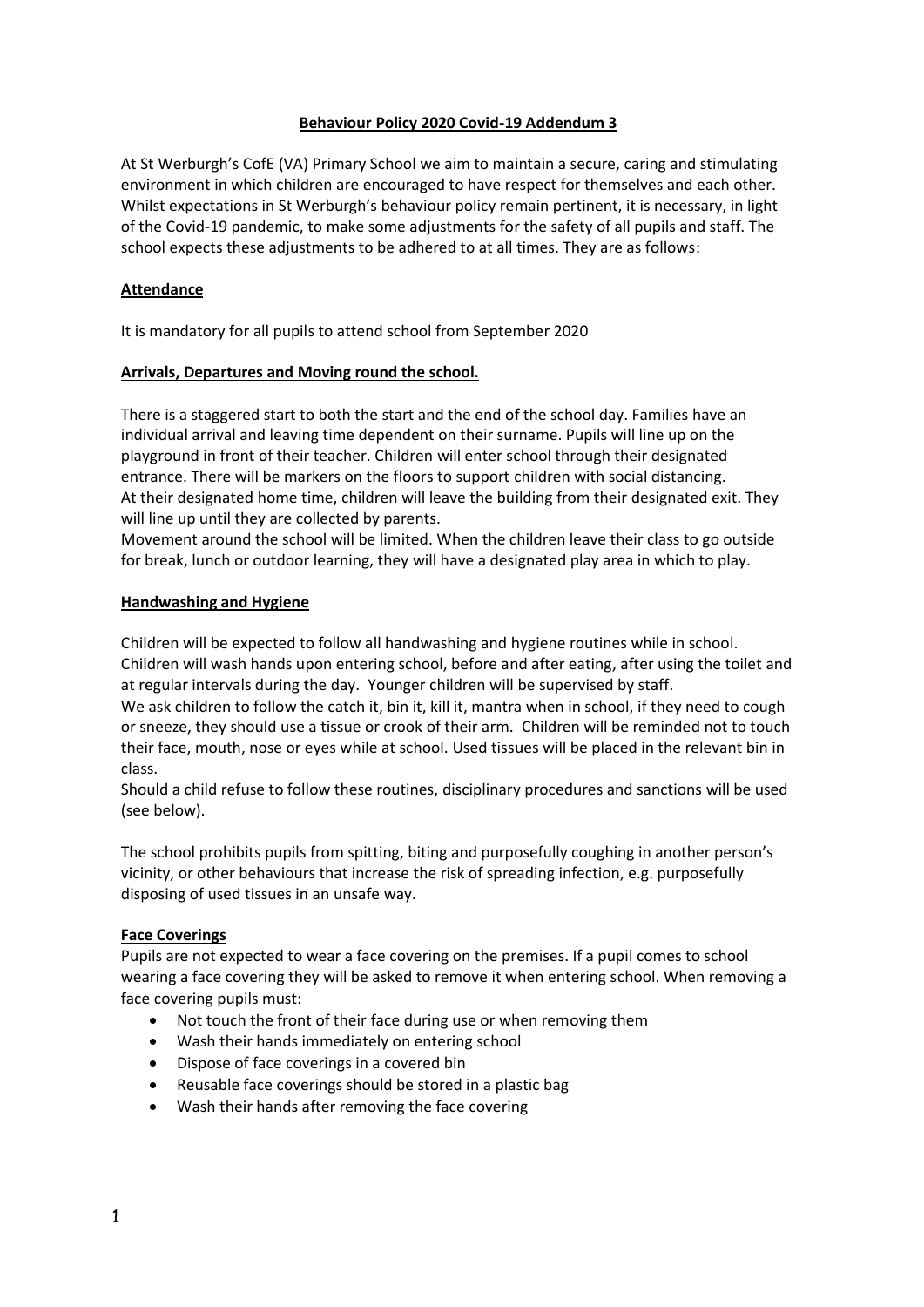# Behaviour Policy 2020 Covid-19 Addendum 3

At St Werburgh's CofE (VA) Primary School we aim to maintain a secure, caring and stimulating environment in which children are encouraged to have respect for themselves and each other. Whilst expectations in St Werburgh's behaviour policy remain pertinent, it is necessary, in light of the Covid-19 pandemic, to make some adjustments for the safety of all pupils and staff. The school expects these adjustments to be adhered to at all times. They are as follows:

## Attendance

It is mandatory for all pupils to attend school from September 2020

## Arrivals, Departures and Moving round the school.

There is a staggered start to both the start and the end of the school day. Families have an individual arrival and leaving time dependent on their surname. Pupils will line up on the playground in front of their teacher. Children will enter school through their designated entrance. There will be markers on the floors to support children with social distancing.
At their designated home time, children will leave the building from their designated exit. They will line up until they are collected by parents.
Movement around the school will be limited. When the children leave their class to go outside for break, lunch or outdoor learning, they will have a designated play area in which to play.

## Handwashing and Hygiene

Children will be expected to follow all handwashing and hygiene routines while in school. Children will wash hands upon entering school, before and after eating, after using the toilet and at regular intervals during the day. Younger children will be supervised by staff.
We ask children to follow the catch it, bin it, kill it, mantra when in school, if they need to cough or sneeze, they should use a tissue or crook of their arm. Children will be reminded not to touch their face, mouth, nose or eyes while at school. Used tissues will be placed in the relevant bin in class.
Should a child refuse to follow these routines, disciplinary procedures and sanctions will be used (see below).

The school prohibits pupils from spitting, biting and purposefully coughing in another person's vicinity, or other behaviours that increase the risk of spreading infection, e.g. purposefully disposing of used tissues in an unsafe way.

## Face Coverings

Pupils are not expected to wear a face covering on the premises. If a pupil comes to school wearing a face covering they will be asked to remove it when entering school. When removing a face covering pupils must:

- Not touch the front of their face during use or when removing them
- Wash their hands immediately on entering school
- Dispose of face coverings in a covered bin
- Reusable face coverings should be stored in a plastic bag
- Wash their hands after removing the face covering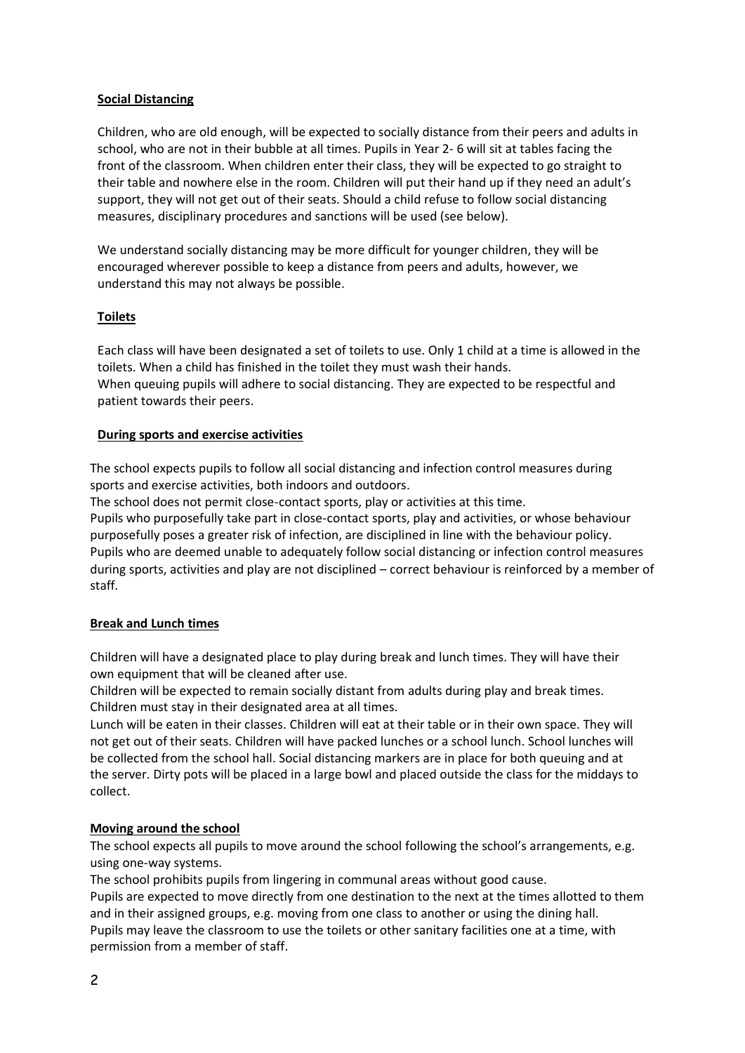## Social Distancing

Children, who are old enough, will be expected to socially distance from their peers and adults in school, who are not in their bubble at all times. Pupils in Year 2- 6 will sit at tables facing the front of the classroom. When children enter their class, they will be expected to go straight to their table and nowhere else in the room. Children will put their hand up if they need an adult's support, they will not get out of their seats. Should a child refuse to follow social distancing measures, disciplinary procedures and sanctions will be used (see below).

We understand socially distancing may be more difficult for younger children, they will be encouraged wherever possible to keep a distance from peers and adults, however, we understand this may not always be possible.

## Toilets

Each class will have been designated a set of toilets to use. Only 1 child at a time is allowed in the toilets. When a child has finished in the toilet they must wash their hands.
When queuing pupils will adhere to social distancing. They are expected to be respectful and patient towards their peers.

## During sports and exercise activities

The school expects pupils to follow all social distancing and infection control measures during sports and exercise activities, both indoors and outdoors.
The school does not permit close-contact sports, play or activities at this time.
Pupils who purposefully take part in close-contact sports, play and activities, or whose behaviour purposefully poses a greater risk of infection, are disciplined in line with the behaviour policy.
Pupils who are deemed unable to adequately follow social distancing or infection control measures during sports, activities and play are not disciplined – correct behaviour is reinforced by a member of staff.

## Break and Lunch times

Children will have a designated place to play during break and lunch times. They will have their own equipment that will be cleaned after use.
Children will be expected to remain socially distant from adults during play and break times.
Children must stay in their designated area at all times.
Lunch will be eaten in their classes. Children will eat at their table or in their own space. They will not get out of their seats. Children will have packed lunches or a school lunch. School lunches will be collected from the school hall. Social distancing markers are in place for both queuing and at the server. Dirty pots will be placed in a large bowl and placed outside the class for the middays to collect.

## Moving around the school

The school expects all pupils to move around the school following the school's arrangements, e.g. using one-way systems.
The school prohibits pupils from lingering in communal areas without good cause.
Pupils are expected to move directly from one destination to the next at the times allotted to them and in their assigned groups, e.g. moving from one class to another or using the dining hall.
Pupils may leave the classroom to use the toilets or other sanitary facilities one at a time, with permission from a member of staff.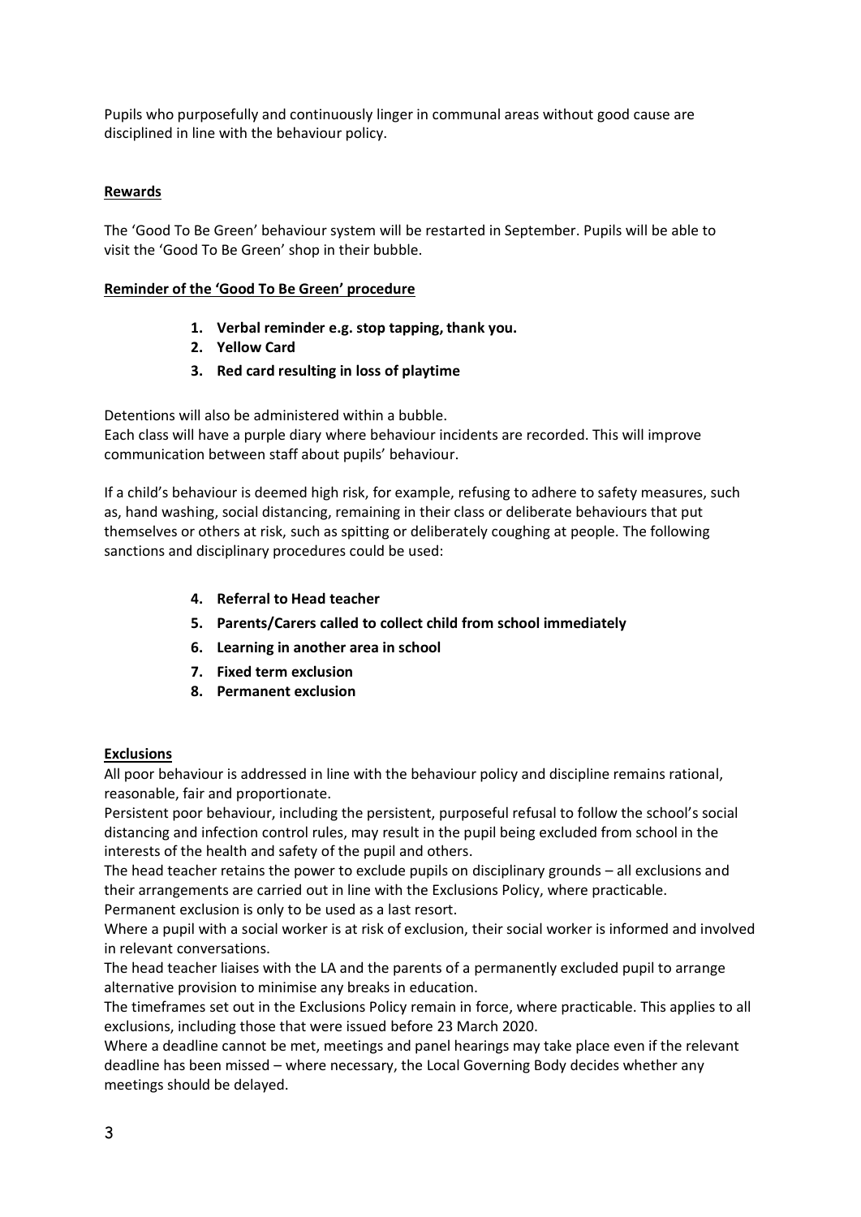Pupils who purposefully and continuously linger in communal areas without good cause are disciplined in line with the behaviour policy.

## Rewards

The 'Good To Be Green' behaviour system will be restarted in September. Pupils will be able to visit the 'Good To Be Green' shop in their bubble.

### Reminder of the 'Good To Be Green' procedure

1. **Verbal reminder e.g. stop tapping, thank you.**
2. **Yellow Card**
3. **Red card resulting in loss of playtime**

Detentions will also be administered within a bubble.
Each class will have a purple diary where behaviour incidents are recorded. This will improve communication between staff about pupils' behaviour.

If a child's behaviour is deemed high risk, for example, refusing to adhere to safety measures, such as, hand washing, social distancing, remaining in their class or deliberate behaviours that put themselves or others at risk, such as spitting or deliberately coughing at people. The following sanctions and disciplinary procedures could be used:

4. **Referral to Head teacher**
5. **Parents/Carers called to collect child from school immediately**
6. **Learning in another area in school**
7. **Fixed term exclusion**
8. **Permanent exclusion**

## Exclusions

All poor behaviour is addressed in line with the behaviour policy and discipline remains rational, reasonable, fair and proportionate.
Persistent poor behaviour, including the persistent, purposeful refusal to follow the school's social distancing and infection control rules, may result in the pupil being excluded from school in the interests of the health and safety of the pupil and others.
The head teacher retains the power to exclude pupils on disciplinary grounds – all exclusions and their arrangements are carried out in line with the Exclusions Policy, where practicable.
Permanent exclusion is only to be used as a last resort.
Where a pupil with a social worker is at risk of exclusion, their social worker is informed and involved in relevant conversations.
The head teacher liaises with the LA and the parents of a permanently excluded pupil to arrange alternative provision to minimise any breaks in education.
The timeframes set out in the Exclusions Policy remain in force, where practicable. This applies to all exclusions, including those that were issued before 23 March 2020.
Where a deadline cannot be met, meetings and panel hearings may take place even if the relevant deadline has been missed – where necessary, the Local Governing Body decides whether any meetings should be delayed.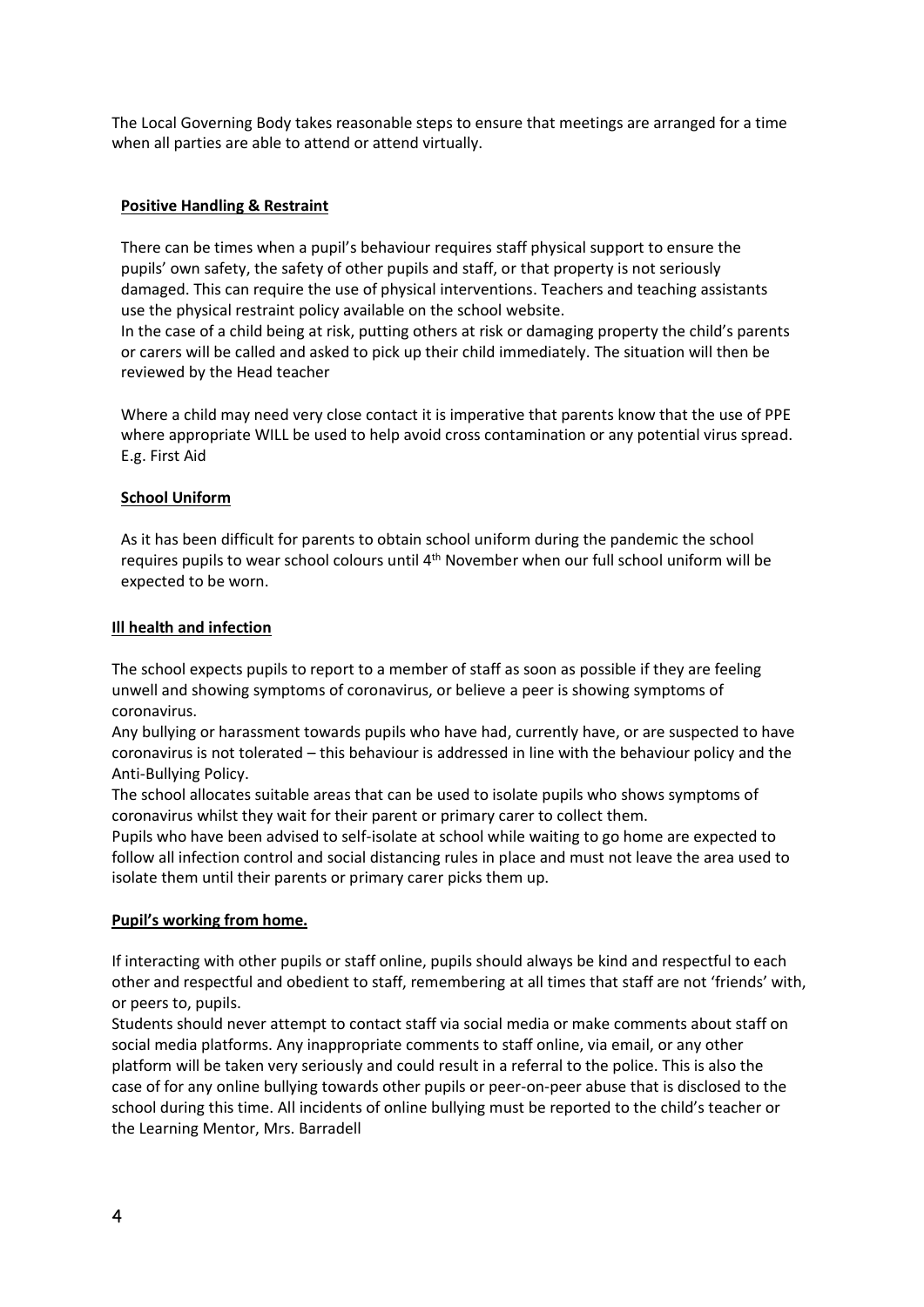The Local Governing Body takes reasonable steps to ensure that meetings are arranged for a time when all parties are able to attend or attend virtually.

## Positive Handling & Restraint

There can be times when a pupil's behaviour requires staff physical support to ensure the pupils' own safety, the safety of other pupils and staff, or that property is not seriously damaged. This can require the use of physical interventions. Teachers and teaching assistants use the physical restraint policy available on the school website.
In the case of a child being at risk, putting others at risk or damaging property the child's parents or carers will be called and asked to pick up their child immediately. The situation will then be reviewed by the Head teacher

Where a child may need very close contact it is imperative that parents know that the use of PPE where appropriate WILL be used to help avoid cross contamination or any potential virus spread. E.g. First Aid

## School Uniform

As it has been difficult for parents to obtain school uniform during the pandemic the school requires pupils to wear school colours until 4th November when our full school uniform will be expected to be worn.

## Ill health and infection

The school expects pupils to report to a member of staff as soon as possible if they are feeling unwell and showing symptoms of coronavirus, or believe a peer is showing symptoms of coronavirus.
Any bullying or harassment towards pupils who have had, currently have, or are suspected to have coronavirus is not tolerated – this behaviour is addressed in line with the behaviour policy and the Anti-Bullying Policy.
The school allocates suitable areas that can be used to isolate pupils who shows symptoms of coronavirus whilst they wait for their parent or primary carer to collect them.
Pupils who have been advised to self-isolate at school while waiting to go home are expected to follow all infection control and social distancing rules in place and must not leave the area used to isolate them until their parents or primary carer picks them up.

## Pupil's working from home.

If interacting with other pupils or staff online, pupils should always be kind and respectful to each other and respectful and obedient to staff, remembering at all times that staff are not 'friends' with, or peers to, pupils.
Students should never attempt to contact staff via social media or make comments about staff on social media platforms. Any inappropriate comments to staff online, via email, or any other platform will be taken very seriously and could result in a referral to the police. This is also the case of for any online bullying towards other pupils or peer-on-peer abuse that is disclosed to the school during this time. All incidents of online bullying must be reported to the child's teacher or the Learning Mentor, Mrs. Barradell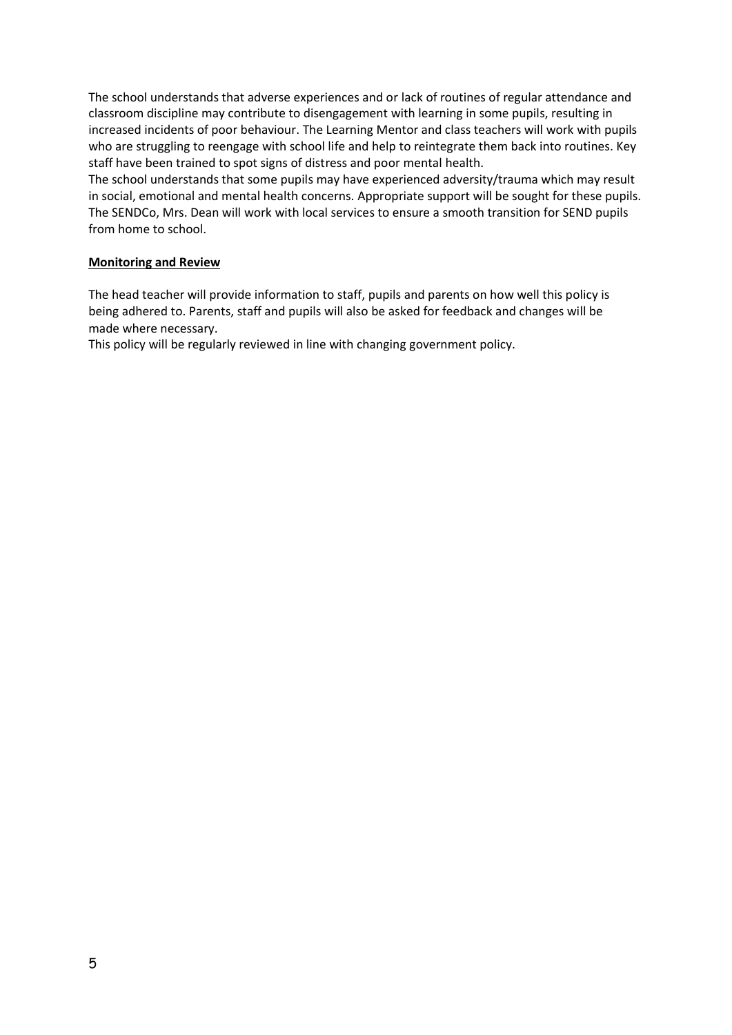The school understands that adverse experiences and or lack of routines of regular attendance and classroom discipline may contribute to disengagement with learning in some pupils, resulting in increased incidents of poor behaviour. The Learning Mentor and class teachers will work with pupils who are struggling to reengage with school life and help to reintegrate them back into routines. Key staff have been trained to spot signs of distress and poor mental health.

The school understands that some pupils may have experienced adversity/trauma which may result in social, emotional and mental health concerns. Appropriate support will be sought for these pupils. The SENDCo, Mrs. Dean will work with local services to ensure a smooth transition for SEND pupils from home to school.

## Monitoring and Review

The head teacher will provide information to staff, pupils and parents on how well this policy is being adhered to. Parents, staff and pupils will also be asked for feedback and changes will be made where necessary.

This policy will be regularly reviewed in line with changing government policy.